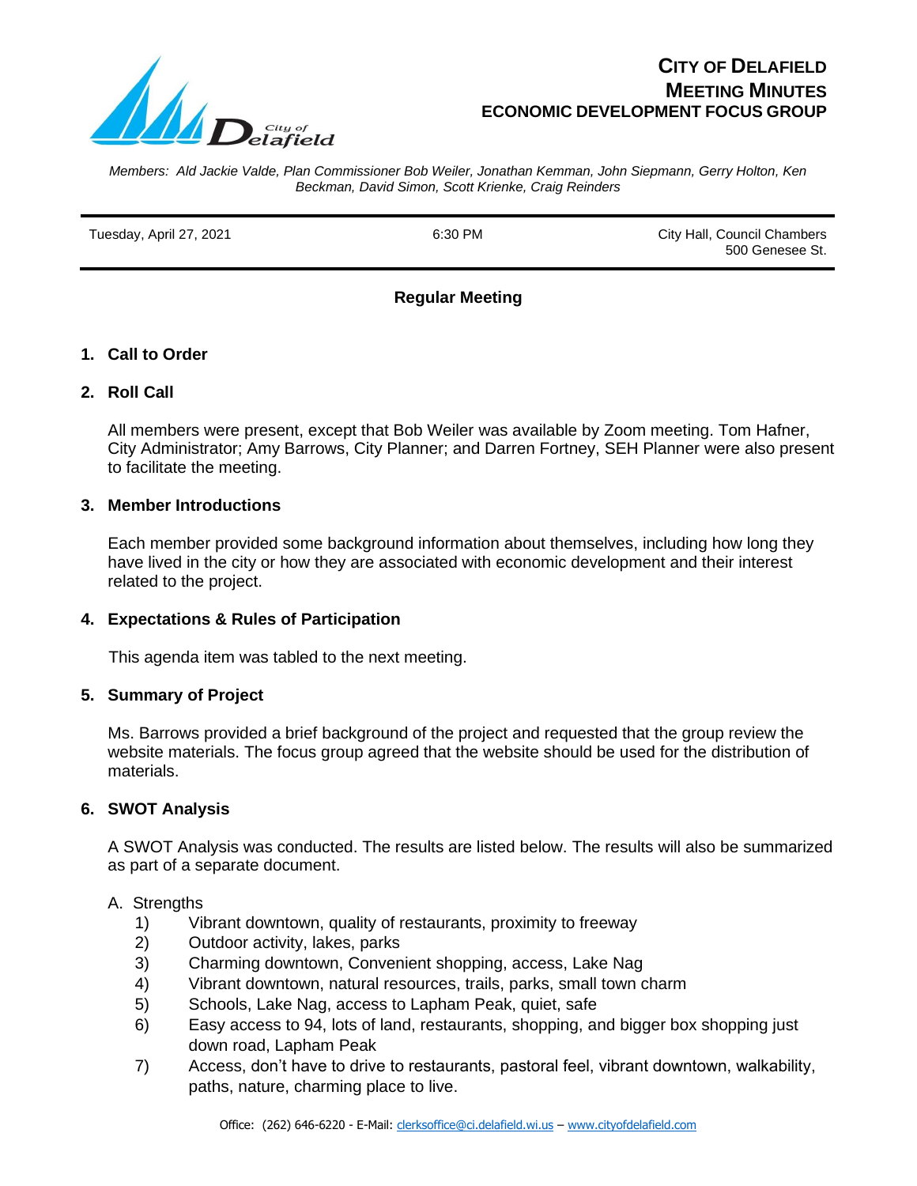# CITY OF DELAFIELD
## MEETING MINUTES
## ECONOMIC DEVELOPMENT FOCUS GROUP

*Members: Ald Jackie Valde, Plan Commissioner Bob Weiler, Jonathan Kemman, John Siepmann, Gerry Holton, Ken Beckman, David Simon, Scott Krienke, Craig Reinders*

| Tuesday, April 27, 2021 | 6:30 PM | City Hall, Council Chambers<br>500 Genesee St. |
|---|---|---|

**Regular Meeting**

### 1. Call to Order

### 2. Roll Call

All members were present, except that Bob Weiler was available by Zoom meeting. Tom Hafner, City Administrator; Amy Barrows, City Planner; and Darren Fortney, SEH Planner were also present to facilitate the meeting.

### 3. Member Introductions

Each member provided some background information about themselves, including how long they have lived in the city or how they are associated with economic development and their interest related to the project.

### 4. Expectations & Rules of Participation

This agenda item was tabled to the next meeting.

### 5. Summary of Project

Ms. Barrows provided a brief background of the project and requested that the group review the website materials. The focus group agreed that the website should be used for the distribution of materials.

### 6. SWOT Analysis

A SWOT Analysis was conducted. The results are listed below. The results will also be summarized as part of a separate document.

A. Strengths

1) Vibrant downtown, quality of restaurants, proximity to freeway
2) Outdoor activity, lakes, parks
3) Charming downtown, Convenient shopping, access, Lake Nag
4) Vibrant downtown, natural resources, trails, parks, small town charm
5) Schools, Lake Nag, access to Lapham Peak, quiet, safe
6) Easy access to 94, lots of land, restaurants, shopping, and bigger box shopping just down road, Lapham Peak
7) Access, don't have to drive to restaurants, pastoral feel, vibrant downtown, walkability, paths, nature, charming place to live.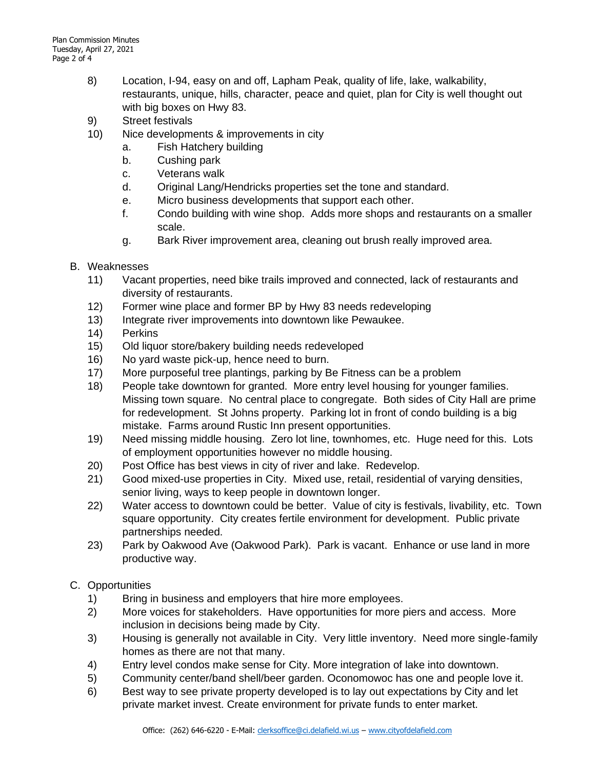8) Location, I-94, easy on and off, Lapham Peak, quality of life, lake, walkability, restaurants, unique, hills, character, peace and quiet, plan for City is well thought out with big boxes on Hwy 83.
9) Street festivals
10) Nice developments & improvements in city
    a. Fish Hatchery building
    b. Cushing park
    c. Veterans walk
    d. Original Lang/Hendricks properties set the tone and standard.
    e. Micro business developments that support each other.
    f. Condo building with wine shop. Adds more shops and restaurants on a smaller scale.
    g. Bark River improvement area, cleaning out brush really improved area.

B. Weaknesses

11) Vacant properties, need bike trails improved and connected, lack of restaurants and diversity of restaurants.
12) Former wine place and former BP by Hwy 83 needs redeveloping
13) Integrate river improvements into downtown like Pewaukee.
14) Perkins
15) Old liquor store/bakery building needs redeveloped
16) No yard waste pick-up, hence need to burn.
17) More purposeful tree plantings, parking by Be Fitness can be a problem
18) People take downtown for granted. More entry level housing for younger families. Missing town square. No central place to congregate. Both sides of City Hall are prime for redevelopment. St Johns property. Parking lot in front of condo building is a big mistake. Farms around Rustic Inn present opportunities.
19) Need missing middle housing. Zero lot line, townhomes, etc. Huge need for this. Lots of employment opportunities however no middle housing.
20) Post Office has best views in city of river and lake. Redevelop.
21) Good mixed-use properties in City. Mixed use, retail, residential of varying densities, senior living, ways to keep people in downtown longer.
22) Water access to downtown could be better. Value of city is festivals, livability, etc. Town square opportunity. City creates fertile environment for development. Public private partnerships needed.
23) Park by Oakwood Ave (Oakwood Park). Park is vacant. Enhance or use land in more productive way.

C. Opportunities

1) Bring in business and employers that hire more employees.
2) More voices for stakeholders. Have opportunities for more piers and access. More inclusion in decisions being made by City.
3) Housing is generally not available in City. Very little inventory. Need more single-family homes as there are not that many.
4) Entry level condos make sense for City. More integration of lake into downtown.
5) Community center/band shell/beer garden. Oconomowoc has one and people love it.
6) Best way to see private property developed is to lay out expectations by City and let private market invest. Create environment for private funds to enter market.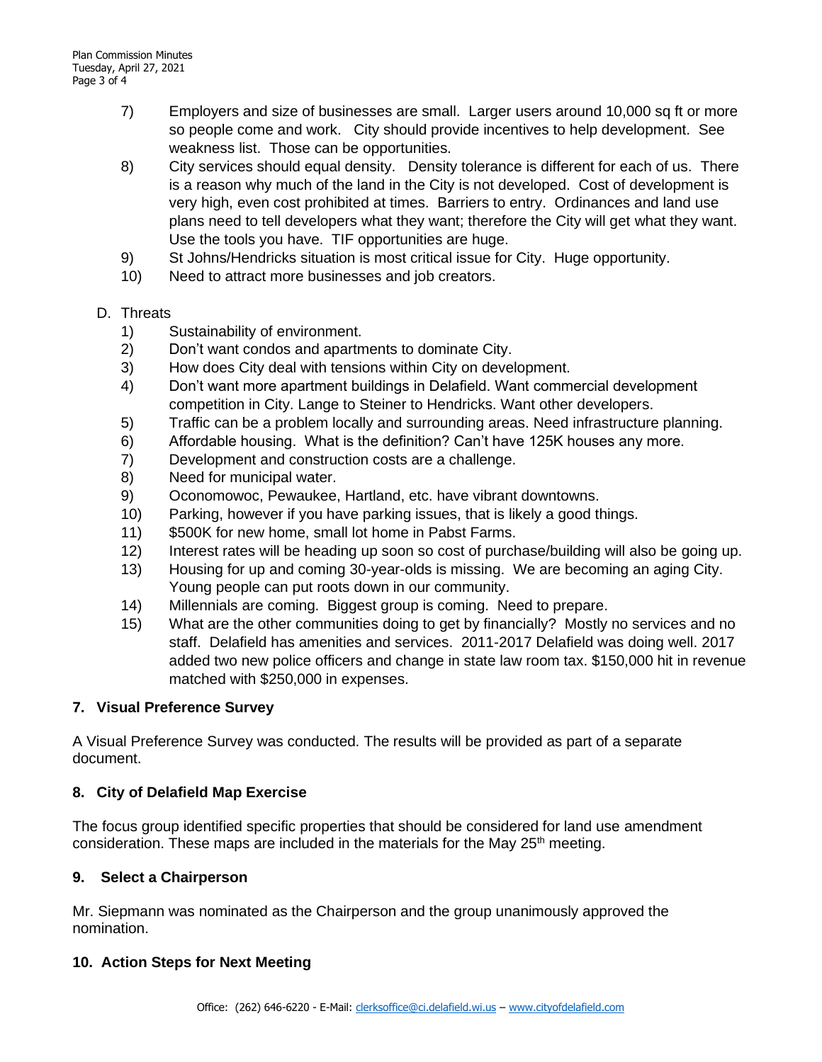7) Employers and size of businesses are small. Larger users around 10,000 sq ft or more so people come and work. City should provide incentives to help development. See weakness list. Those can be opportunities.
8) City services should equal density. Density tolerance is different for each of us. There is a reason why much of the land in the City is not developed. Cost of development is very high, even cost prohibited at times. Barriers to entry. Ordinances and land use plans need to tell developers what they want; therefore the City will get what they want. Use the tools you have. TIF opportunities are huge.
9) St Johns/Hendricks situation is most critical issue for City. Huge opportunity.
10) Need to attract more businesses and job creators.

D. Threats
1) Sustainability of environment.
2) Don't want condos and apartments to dominate City.
3) How does City deal with tensions within City on development.
4) Don't want more apartment buildings in Delafield. Want commercial development competition in City. Lange to Steiner to Hendricks. Want other developers.
5) Traffic can be a problem locally and surrounding areas. Need infrastructure planning.
6) Affordable housing. What is the definition? Can't have 125K houses any more.
7) Development and construction costs are a challenge.
8) Need for municipal water.
9) Oconomowoc, Pewaukee, Hartland, etc. have vibrant downtowns.
10) Parking, however if you have parking issues, that is likely a good things.
11) \$500K for new home, small lot home in Pabst Farms.
12) Interest rates will be heading up soon so cost of purchase/building will also be going up.
13) Housing for up and coming 30-year-olds is missing. We are becoming an aging City. Young people can put roots down in our community.
14) Millennials are coming. Biggest group is coming. Need to prepare.
15) What are the other communities doing to get by financially? Mostly no services and no staff. Delafield has amenities and services. 2011-2017 Delafield was doing well. 2017 added two new police officers and change in state law room tax. \$150,000 hit in revenue matched with \$250,000 in expenses.

## 7. Visual Preference Survey

A Visual Preference Survey was conducted. The results will be provided as part of a separate document.

## 8. City of Delafield Map Exercise

The focus group identified specific properties that should be considered for land use amendment consideration. These maps are included in the materials for the May 25th meeting.

## 9. Select a Chairperson

Mr. Siepmann was nominated as the Chairperson and the group unanimously approved the nomination.

## 10. Action Steps for Next Meeting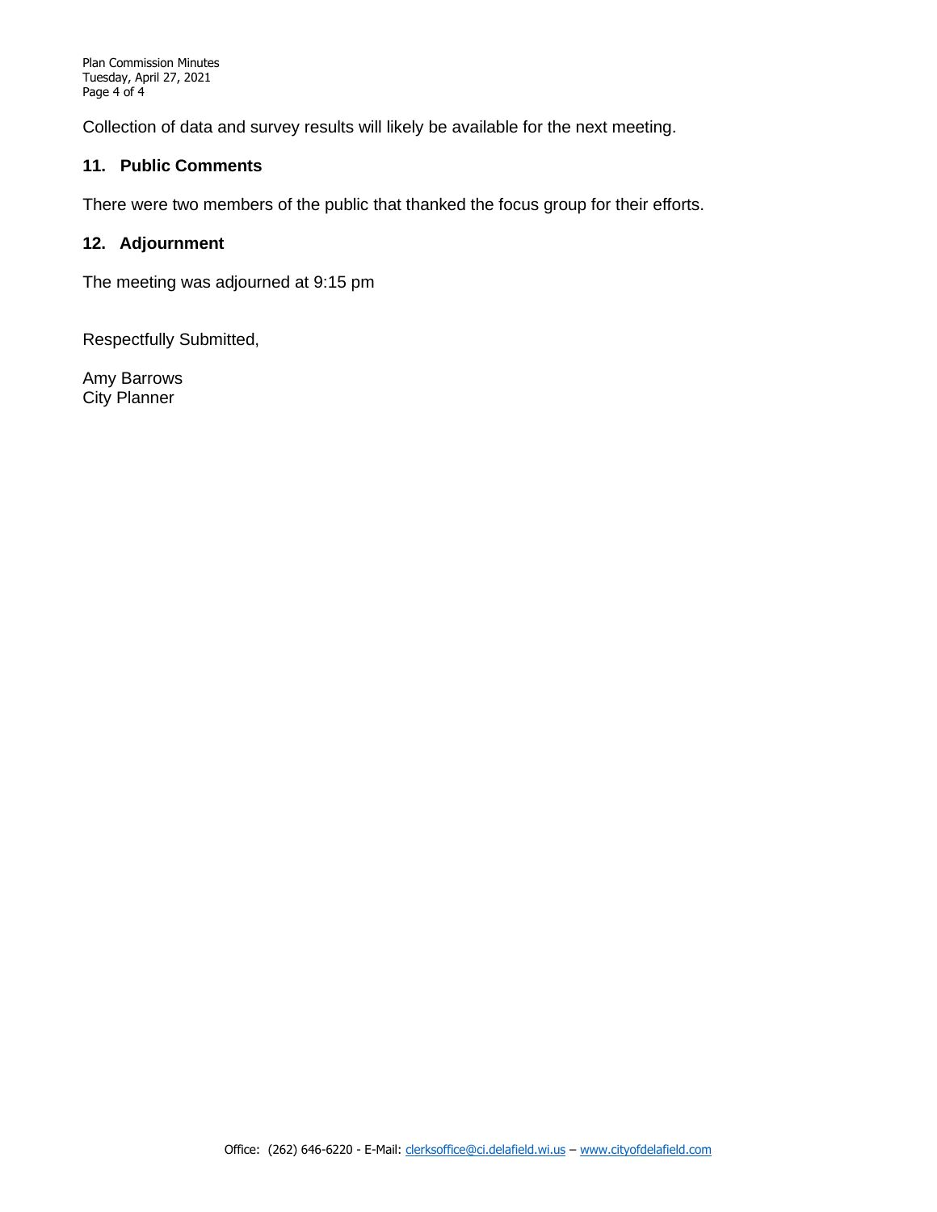Collection of data and survey results will likely be available for the next meeting.

### 11. Public Comments

There were two members of the public that thanked the focus group for their efforts.

### 12. Adjournment

The meeting was adjourned at 9:15 pm

Respectfully Submitted,

Amy Barrows
City Planner